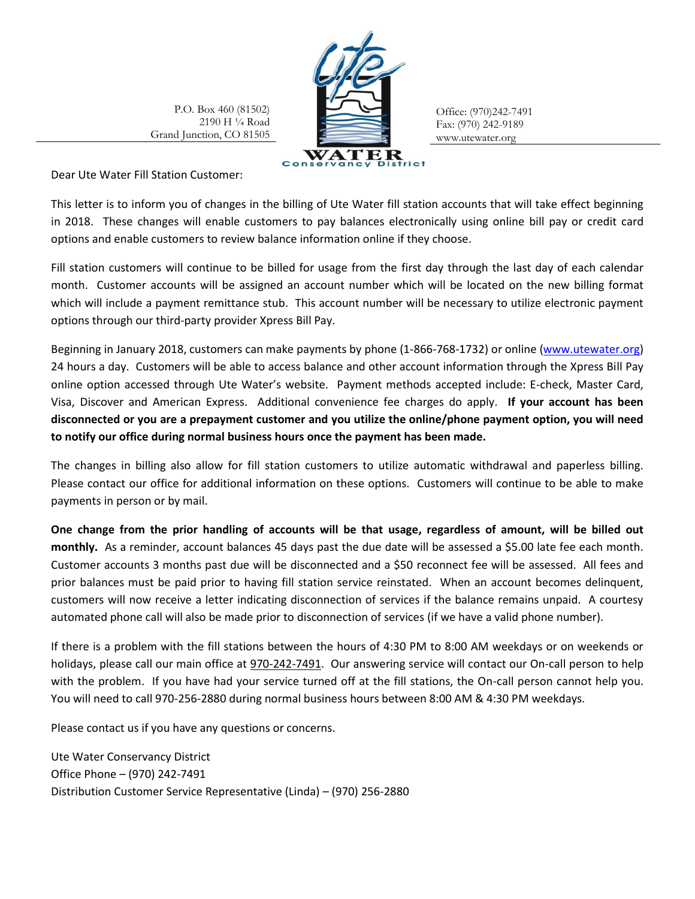P.O. Box 460 (81502)
2190 H ¼ Road
Grand Junction, CO 81505

Ute WATER Conservancy District

Office: (970)242-7491
Fax: (970) 242-9189
www.utewater.org

Dear Ute Water Fill Station Customer:

This letter is to inform you of changes in the billing of Ute Water fill station accounts that will take effect beginning in 2018. These changes will enable customers to pay balances electronically using online bill pay or credit card options and enable customers to review balance information online if they choose.

Fill station customers will continue to be billed for usage from the first day through the last day of each calendar month. Customer accounts will be assigned an account number which will be located on the new billing format which will include a payment remittance stub. This account number will be necessary to utilize electronic payment options through our third-party provider Xpress Bill Pay.

Beginning in January 2018, customers can make payments by phone (1-866-768-1732) or online (www.utewater.org) 24 hours a day. Customers will be able to access balance and other account information through the Xpress Bill Pay online option accessed through Ute Water's website. Payment methods accepted include: E-check, Master Card, Visa, Discover and American Express. Additional convenience fee charges do apply. **If your account has been disconnected or you are a prepayment customer and you utilize the online/phone payment option, you will need to notify our office during normal business hours once the payment has been made.**

The changes in billing also allow for fill station customers to utilize automatic withdrawal and paperless billing. Please contact our office for additional information on these options. Customers will continue to be able to make payments in person or by mail.

**One change from the prior handling of accounts will be that usage, regardless of amount, will be billed out monthly.** As a reminder, account balances 45 days past the due date will be assessed a $5.00 late fee each month. Customer accounts 3 months past due will be disconnected and a $50 reconnect fee will be assessed. All fees and prior balances must be paid prior to having fill station service reinstated. When an account becomes delinquent, customers will now receive a letter indicating disconnection of services if the balance remains unpaid. A courtesy automated phone call will also be made prior to disconnection of services (if we have a valid phone number).

If there is a problem with the fill stations between the hours of 4:30 PM to 8:00 AM weekdays or on weekends or holidays, please call our main office at 970-242-7491. Our answering service will contact our On-call person to help with the problem. If you have had your service turned off at the fill stations, the On-call person cannot help you. You will need to call 970-256-2880 during normal business hours between 8:00 AM & 4:30 PM weekdays.

Please contact us if you have any questions or concerns.

Ute Water Conservancy District
Office Phone – (970) 242-7491
Distribution Customer Service Representative (Linda) – (970) 256-2880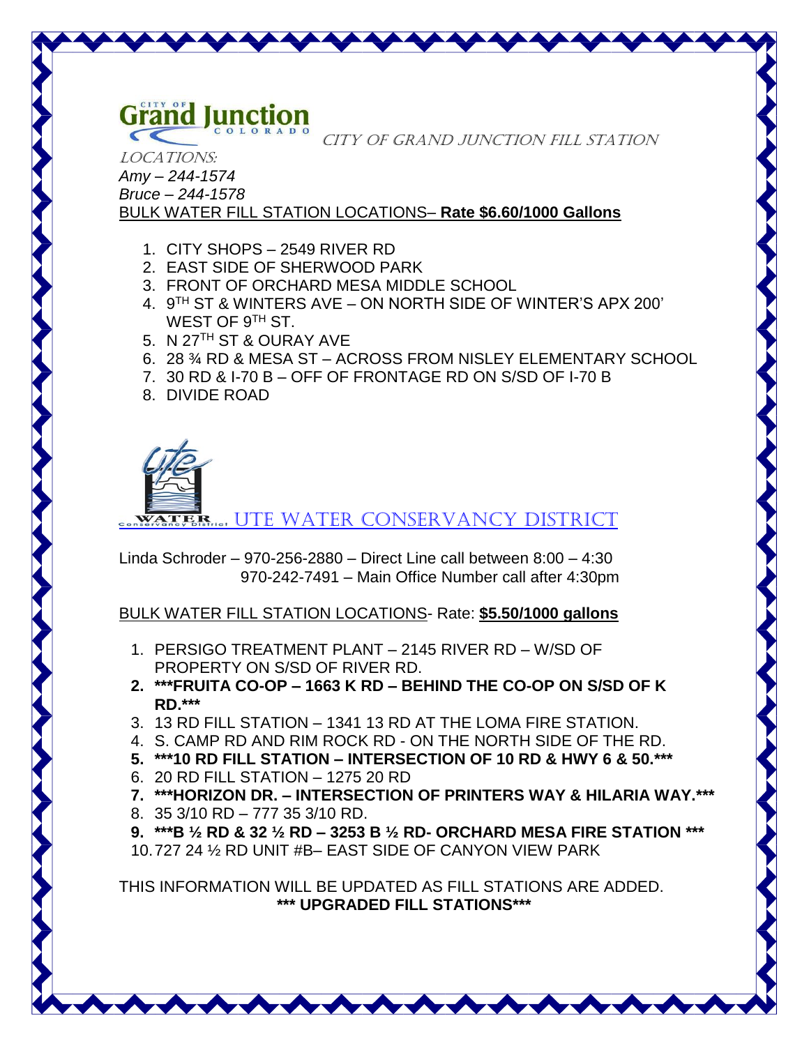City of Grand Junction Fill Station Locations:

*Amy – 244-1574*
*Bruce – 244-1578*

BULK WATER FILL STATION LOCATIONS– **Rate $6.60/1000 Gallons**

1. CITY SHOPS – 2549 RIVER RD
2. EAST SIDE OF SHERWOOD PARK
3. FRONT OF ORCHARD MESA MIDDLE SCHOOL
4. 9TH ST & WINTERS AVE – ON NORTH SIDE OF WINTER'S APX 200' WEST OF 9TH ST.
5. N 27TH ST & OURAY AVE
6. 28 ¾ RD & MESA ST – ACROSS FROM NISLEY ELEMENTARY SCHOOL
7. 30 RD & I-70 B – OFF OF FRONTAGE RD ON S/SD OF I-70 B
8. DIVIDE ROAD

## UTE WATER CONSERVANCY DISTRICT

Linda Schroder – 970-256-2880 – Direct Line call between 8:00 – 4:30
970-242-7491 – Main Office Number call after 4:30pm

BULK WATER FILL STATION LOCATIONS- Rate: **$5.50/1000 gallons**

1. PERSIGO TREATMENT PLANT – 2145 RIVER RD – W/SD OF PROPERTY ON S/SD OF RIVER RD.
2. **\*\*\*FRUITA CO-OP – 1663 K RD – BEHIND THE CO-OP ON S/SD OF K RD.\*\*\***
3. 13 RD FILL STATION – 1341 13 RD AT THE LOMA FIRE STATION.
4. S. CAMP RD AND RIM ROCK RD - ON THE NORTH SIDE OF THE RD.
5. **\*\*\*10 RD FILL STATION – INTERSECTION OF 10 RD & HWY 6 & 50.\*\*\***
6. 20 RD FILL STATION – 1275 20 RD
7. **\*\*\*HORIZON DR. – INTERSECTION OF PRINTERS WAY & HILARIA WAY.\*\*\***
8. 35 3/10 RD – 777 35 3/10 RD.
9. **\*\*\*B ½ RD & 32 ½ RD – 3253 B ½ RD- ORCHARD MESA FIRE STATION \*\*\***
10. 727 24 ½ RD UNIT #B– EAST SIDE OF CANYON VIEW PARK

THIS INFORMATION WILL BE UPDATED AS FILL STATIONS ARE ADDED.

**\*\*\* UPGRADED FILL STATIONS\*\*\***